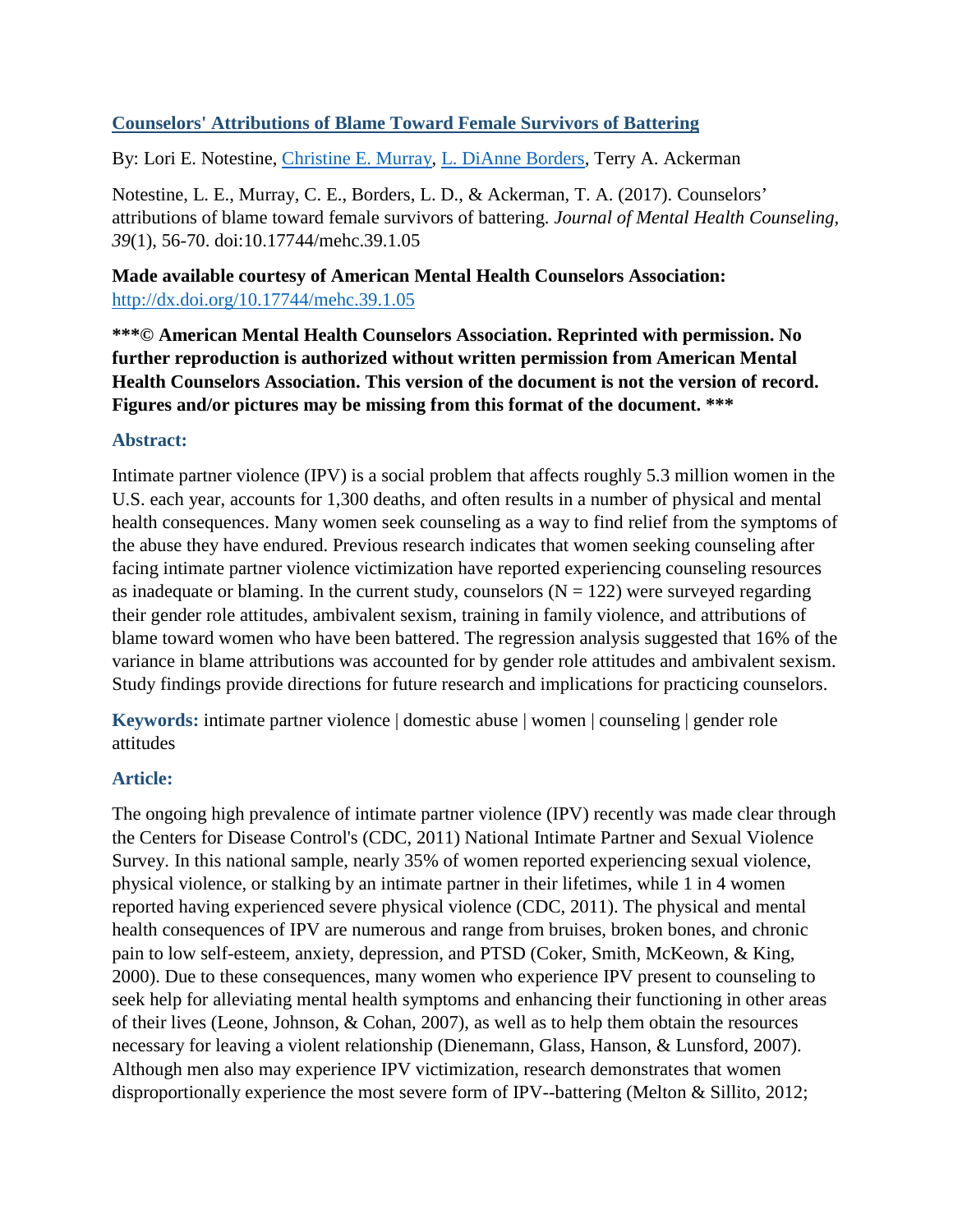**Counselors' Attributions of Blame Toward Female Survivors of Battering**

By: Lori E. Notestine, Christine E. Murray, L. DiAnne Borders, Terry A. Ackerman

Notestine, L. E., Murray, C. E., Borders, L. D., & Ackerman, T. A. (2017). Counselors' attributions of blame toward female survivors of battering. *Journal of Mental Health Counseling, 39*(1), 56-70. doi:10.17744/mehc.39.1.05

**Made available courtesy of American Mental Health Counselors Association:** http://dx.doi.org/10.17744/mehc.39.1.05

**\*\*\*© American Mental Health Counselors Association. Reprinted with permission. No further reproduction is authorized without written permission from American Mental Health Counselors Association. This version of the document is not the version of record. Figures and/or pictures may be missing from this format of the document. \*\*\***

## Abstract:

Intimate partner violence (IPV) is a social problem that affects roughly 5.3 million women in the U.S. each year, accounts for 1,300 deaths, and often results in a number of physical and mental health consequences. Many women seek counseling as a way to find relief from the symptoms of the abuse they have endured. Previous research indicates that women seeking counseling after facing intimate partner violence victimization have reported experiencing counseling resources as inadequate or blaming. In the current study, counselors ($N = 122$) were surveyed regarding their gender role attitudes, ambivalent sexism, training in family violence, and attributions of blame toward women who have been battered. The regression analysis suggested that 16% of the variance in blame attributions was accounted for by gender role attitudes and ambivalent sexism. Study findings provide directions for future research and implications for practicing counselors.

**Keywords:** intimate partner violence | domestic abuse | women | counseling | gender role attitudes

## Article:

The ongoing high prevalence of intimate partner violence (IPV) recently was made clear through the Centers for Disease Control's (CDC, 2011) National Intimate Partner and Sexual Violence Survey. In this national sample, nearly 35% of women reported experiencing sexual violence, physical violence, or stalking by an intimate partner in their lifetimes, while 1 in 4 women reported having experienced severe physical violence (CDC, 2011). The physical and mental health consequences of IPV are numerous and range from bruises, broken bones, and chronic pain to low self-esteem, anxiety, depression, and PTSD (Coker, Smith, McKeown, & King, 2000). Due to these consequences, many women who experience IPV present to counseling to seek help for alleviating mental health symptoms and enhancing their functioning in other areas of their lives (Leone, Johnson, & Cohan, 2007), as well as to help them obtain the resources necessary for leaving a violent relationship (Dienemann, Glass, Hanson, & Lunsford, 2007). Although men also may experience IPV victimization, research demonstrates that women disproportionally experience the most severe form of IPV--battering (Melton & Sillito, 2012;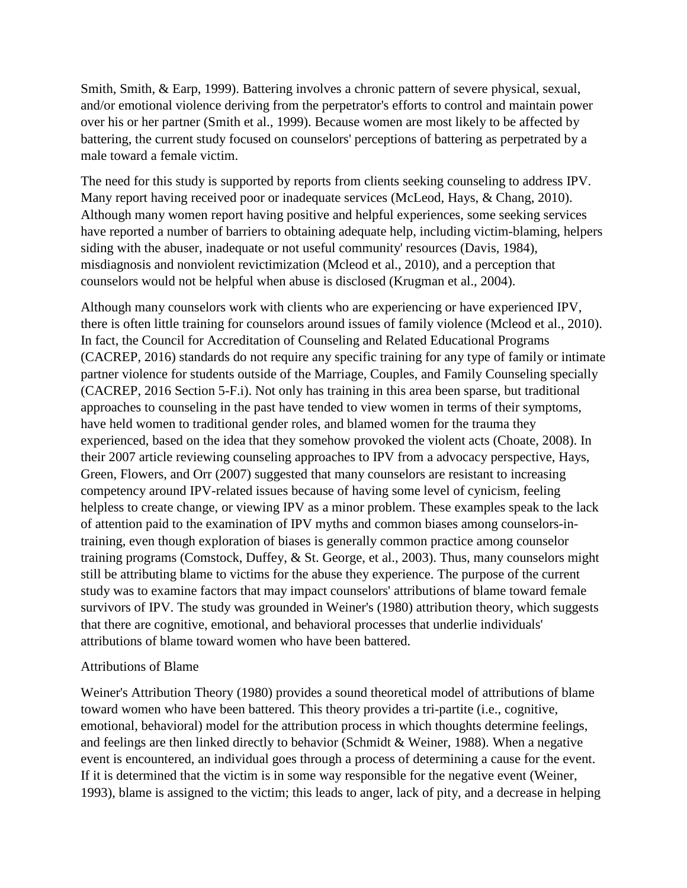Smith, Smith, & Earp, 1999). Battering involves a chronic pattern of severe physical, sexual, and/or emotional violence deriving from the perpetrator's efforts to control and maintain power over his or her partner (Smith et al., 1999). Because women are most likely to be affected by battering, the current study focused on counselors' perceptions of battering as perpetrated by a male toward a female victim.

The need for this study is supported by reports from clients seeking counseling to address IPV. Many report having received poor or inadequate services (McLeod, Hays, & Chang, 2010). Although many women report having positive and helpful experiences, some seeking services have reported a number of barriers to obtaining adequate help, including victim-blaming, helpers siding with the abuser, inadequate or not useful community' resources (Davis, 1984), misdiagnosis and nonviolent revictimization (Mcleod et al., 2010), and a perception that counselors would not be helpful when abuse is disclosed (Krugman et al., 2004).

Although many counselors work with clients who are experiencing or have experienced IPV, there is often little training for counselors around issues of family violence (Mcleod et al., 2010). In fact, the Council for Accreditation of Counseling and Related Educational Programs (CACREP, 2016) standards do not require any specific training for any type of family or intimate partner violence for students outside of the Marriage, Couples, and Family Counseling specially (CACREP, 2016 Section 5-F.i). Not only has training in this area been sparse, but traditional approaches to counseling in the past have tended to view women in terms of their symptoms, have held women to traditional gender roles, and blamed women for the trauma they experienced, based on the idea that they somehow provoked the violent acts (Choate, 2008). In their 2007 article reviewing counseling approaches to IPV from a advocacy perspective, Hays, Green, Flowers, and Orr (2007) suggested that many counselors are resistant to increasing competency around IPV-related issues because of having some level of cynicism, feeling helpless to create change, or viewing IPV as a minor problem. These examples speak to the lack of attention paid to the examination of IPV myths and common biases among counselors-in-training, even though exploration of biases is generally common practice among counselor training programs (Comstock, Duffey, & St. George, et al., 2003). Thus, many counselors might still be attributing blame to victims for the abuse they experience. The purpose of the current study was to examine factors that may impact counselors' attributions of blame toward female survivors of IPV. The study was grounded in Weiner's (1980) attribution theory, which suggests that there are cognitive, emotional, and behavioral processes that underlie individuals' attributions of blame toward women who have been battered.

## Attributions of Blame

Weiner's Attribution Theory (1980) provides a sound theoretical model of attributions of blame toward women who have been battered. This theory provides a tri-partite (i.e., cognitive, emotional, behavioral) model for the attribution process in which thoughts determine feelings, and feelings are then linked directly to behavior (Schmidt & Weiner, 1988). When a negative event is encountered, an individual goes through a process of determining a cause for the event. If it is determined that the victim is in some way responsible for the negative event (Weiner, 1993), blame is assigned to the victim; this leads to anger, lack of pity, and a decrease in helping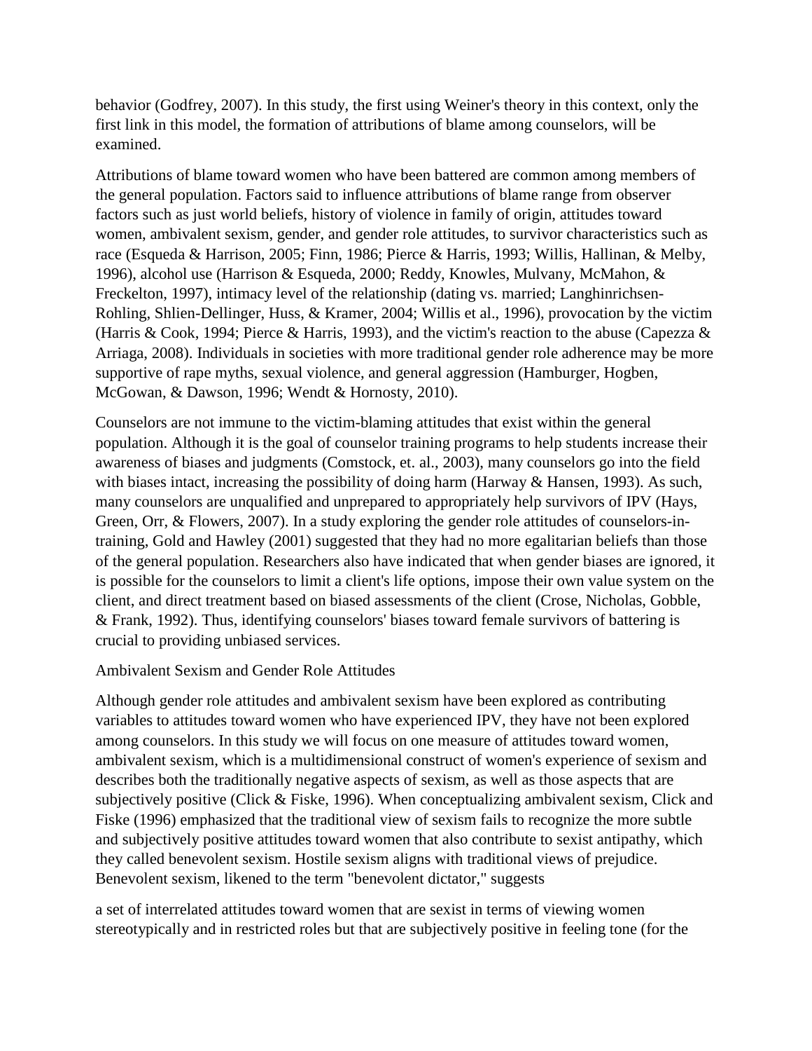behavior (Godfrey, 2007). In this study, the first using Weiner's theory in this context, only the first link in this model, the formation of attributions of blame among counselors, will be examined.

Attributions of blame toward women who have been battered are common among members of the general population. Factors said to influence attributions of blame range from observer factors such as just world beliefs, history of violence in family of origin, attitudes toward women, ambivalent sexism, gender, and gender role attitudes, to survivor characteristics such as race (Esqueda & Harrison, 2005; Finn, 1986; Pierce & Harris, 1993; Willis, Hallinan, & Melby, 1996), alcohol use (Harrison & Esqueda, 2000; Reddy, Knowles, Mulvany, McMahon, & Freckelton, 1997), intimacy level of the relationship (dating vs. married; Langhinrichsen-Rohling, Shlien-Dellinger, Huss, & Kramer, 2004; Willis et al., 1996), provocation by the victim (Harris & Cook, 1994; Pierce & Harris, 1993), and the victim's reaction to the abuse (Capezza & Arriaga, 2008). Individuals in societies with more traditional gender role adherence may be more supportive of rape myths, sexual violence, and general aggression (Hamburger, Hogben, McGowan, & Dawson, 1996; Wendt & Hornosty, 2010).

Counselors are not immune to the victim-blaming attitudes that exist within the general population. Although it is the goal of counselor training programs to help students increase their awareness of biases and judgments (Comstock, et. al., 2003), many counselors go into the field with biases intact, increasing the possibility of doing harm (Harway & Hansen, 1993). As such, many counselors are unqualified and unprepared to appropriately help survivors of IPV (Hays, Green, Orr, & Flowers, 2007). In a study exploring the gender role attitudes of counselors-in-training, Gold and Hawley (2001) suggested that they had no more egalitarian beliefs than those of the general population. Researchers also have indicated that when gender biases are ignored, it is possible for the counselors to limit a client's life options, impose their own value system on the client, and direct treatment based on biased assessments of the client (Crose, Nicholas, Gobble, & Frank, 1992). Thus, identifying counselors' biases toward female survivors of battering is crucial to providing unbiased services.

## Ambivalent Sexism and Gender Role Attitudes

Although gender role attitudes and ambivalent sexism have been explored as contributing variables to attitudes toward women who have experienced IPV, they have not been explored among counselors. In this study we will focus on one measure of attitudes toward women, ambivalent sexism, which is a multidimensional construct of women's experience of sexism and describes both the traditionally negative aspects of sexism, as well as those aspects that are subjectively positive (Click & Fiske, 1996). When conceptualizing ambivalent sexism, Click and Fiske (1996) emphasized that the traditional view of sexism fails to recognize the more subtle and subjectively positive attitudes toward women that also contribute to sexist antipathy, which they called benevolent sexism. Hostile sexism aligns with traditional views of prejudice. Benevolent sexism, likened to the term "benevolent dictator," suggests

a set of interrelated attitudes toward women that are sexist in terms of viewing women stereotypically and in restricted roles but that are subjectively positive in feeling tone (for the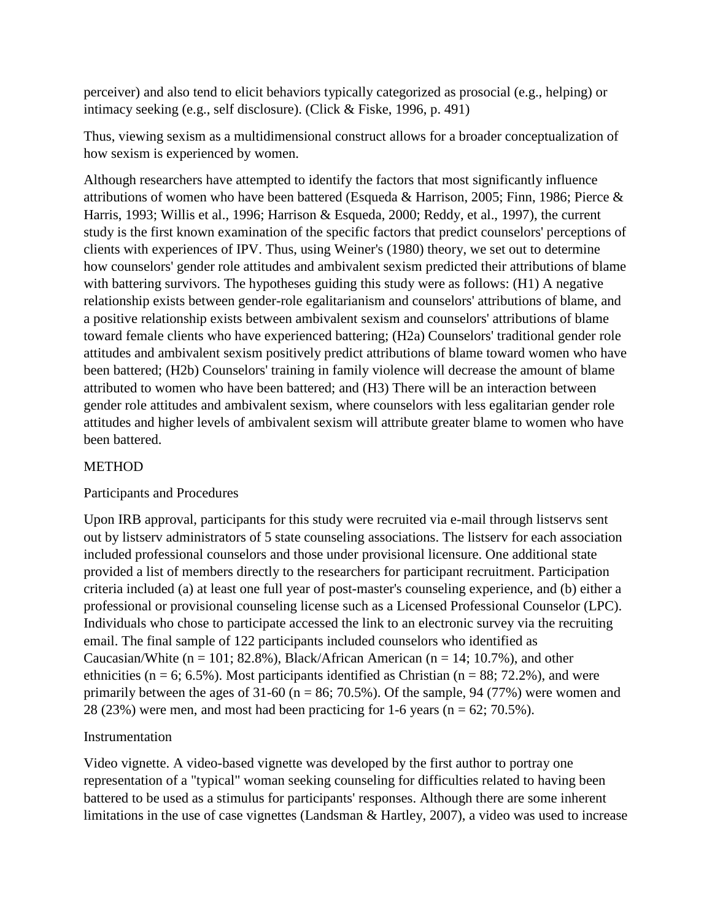perceiver) and also tend to elicit behaviors typically categorized as prosocial (e.g., helping) or intimacy seeking (e.g., self disclosure). (Click & Fiske, 1996, p. 491)

Thus, viewing sexism as a multidimensional construct allows for a broader conceptualization of how sexism is experienced by women.

Although researchers have attempted to identify the factors that most significantly influence attributions of women who have been battered (Esqueda & Harrison, 2005; Finn, 1986; Pierce & Harris, 1993; Willis et al., 1996; Harrison & Esqueda, 2000; Reddy, et al., 1997), the current study is the first known examination of the specific factors that predict counselors' perceptions of clients with experiences of IPV. Thus, using Weiner's (1980) theory, we set out to determine how counselors' gender role attitudes and ambivalent sexism predicted their attributions of blame with battering survivors. The hypotheses guiding this study were as follows: (H1) A negative relationship exists between gender-role egalitarianism and counselors' attributions of blame, and a positive relationship exists between ambivalent sexism and counselors' attributions of blame toward female clients who have experienced battering; (H2a) Counselors' traditional gender role attitudes and ambivalent sexism positively predict attributions of blame toward women who have been battered; (H2b) Counselors' training in family violence will decrease the amount of blame attributed to women who have been battered; and (H3) There will be an interaction between gender role attitudes and ambivalent sexism, where counselors with less egalitarian gender role attitudes and higher levels of ambivalent sexism will attribute greater blame to women who have been battered.

## METHOD

### Participants and Procedures

Upon IRB approval, participants for this study were recruited via e-mail through listservs sent out by listserv administrators of 5 state counseling associations. The listserv for each association included professional counselors and those under provisional licensure. One additional state provided a list of members directly to the researchers for participant recruitment. Participation criteria included (a) at least one full year of post-master's counseling experience, and (b) either a professional or provisional counseling license such as a Licensed Professional Counselor (LPC). Individuals who chose to participate accessed the link to an electronic survey via the recruiting email. The final sample of 122 participants included counselors who identified as Caucasian/White ($n = 101$; 82.8%), Black/African American ($n = 14$; 10.7%), and other ethnicities ($n = 6$; 6.5%). Most participants identified as Christian ($n = 88$; 72.2%), and were primarily between the ages of 31-60 ($n = 86$; 70.5%). Of the sample, 94 (77%) were women and 28 (23%) were men, and most had been practicing for 1-6 years ($n = 62$; 70.5%).

### Instrumentation

Video vignette. A video-based vignette was developed by the first author to portray one representation of a "typical" woman seeking counseling for difficulties related to having been battered to be used as a stimulus for participants' responses. Although there are some inherent limitations in the use of case vignettes (Landsman & Hartley, 2007), a video was used to increase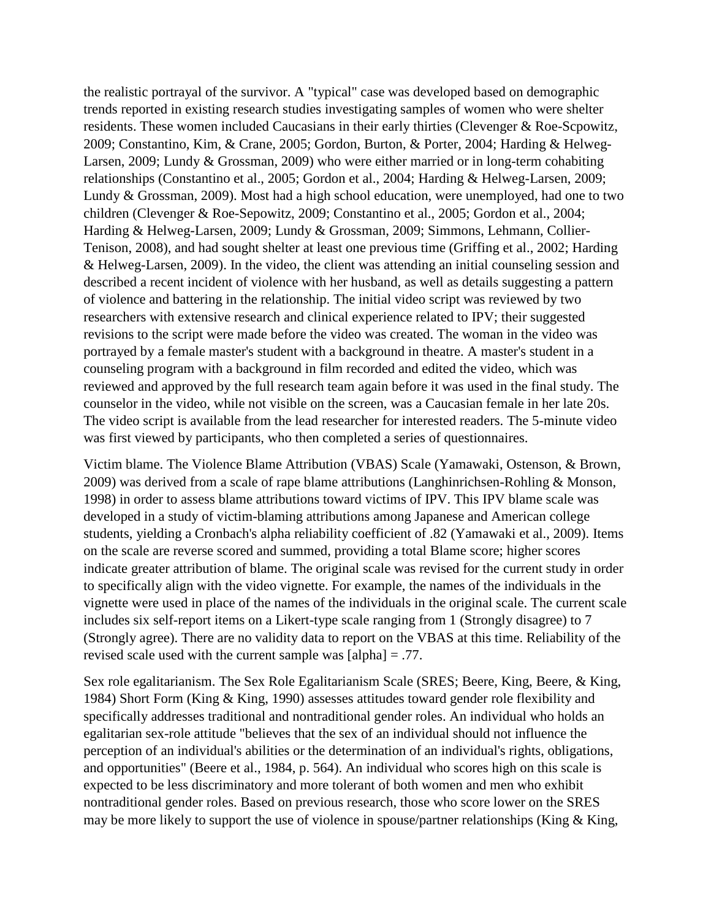the realistic portrayal of the survivor. A "typical" case was developed based on demographic trends reported in existing research studies investigating samples of women who were shelter residents. These women included Caucasians in their early thirties (Clevenger & Roe-Scpowitz, 2009; Constantino, Kim, & Crane, 2005; Gordon, Burton, & Porter, 2004; Harding & Helweg-Larsen, 2009; Lundy & Grossman, 2009) who were either married or in long-term cohabiting relationships (Constantino et al., 2005; Gordon et al., 2004; Harding & Helweg-Larsen, 2009; Lundy & Grossman, 2009). Most had a high school education, were unemployed, had one to two children (Clevenger & Roe-Sepowitz, 2009; Constantino et al., 2005; Gordon et al., 2004; Harding & Helweg-Larsen, 2009; Lundy & Grossman, 2009; Simmons, Lehmann, Collier-Tenison, 2008), and had sought shelter at least one previous time (Griffing et al., 2002; Harding & Helweg-Larsen, 2009). In the video, the client was attending an initial counseling session and described a recent incident of violence with her husband, as well as details suggesting a pattern of violence and battering in the relationship. The initial video script was reviewed by two researchers with extensive research and clinical experience related to IPV; their suggested revisions to the script were made before the video was created. The woman in the video was portrayed by a female master's student with a background in theatre. A master's student in a counseling program with a background in film recorded and edited the video, which was reviewed and approved by the full research team again before it was used in the final study. The counselor in the video, while not visible on the screen, was a Caucasian female in her late 20s. The video script is available from the lead researcher for interested readers. The 5-minute video was first viewed by participants, who then completed a series of questionnaires.

Victim blame. The Violence Blame Attribution (VBAS) Scale (Yamawaki, Ostenson, & Brown, 2009) was derived from a scale of rape blame attributions (Langhinrichsen-Rohling & Monson, 1998) in order to assess blame attributions toward victims of IPV. This IPV blame scale was developed in a study of victim-blaming attributions among Japanese and American college students, yielding a Cronbach's alpha reliability coefficient of .82 (Yamawaki et al., 2009). Items on the scale are reverse scored and summed, providing a total Blame score; higher scores indicate greater attribution of blame. The original scale was revised for the current study in order to specifically align with the video vignette. For example, the names of the individuals in the vignette were used in place of the names of the individuals in the original scale. The current scale includes six self-report items on a Likert-type scale ranging from 1 (Strongly disagree) to 7 (Strongly agree). There are no validity data to report on the VBAS at this time. Reliability of the revised scale used with the current sample was [alpha] = .77.

Sex role egalitarianism. The Sex Role Egalitarianism Scale (SRES; Beere, King, Beere, & King, 1984) Short Form (King & King, 1990) assesses attitudes toward gender role flexibility and specifically addresses traditional and nontraditional gender roles. An individual who holds an egalitarian sex-role attitude "believes that the sex of an individual should not influence the perception of an individual's abilities or the determination of an individual's rights, obligations, and opportunities" (Beere et al., 1984, p. 564). An individual who scores high on this scale is expected to be less discriminatory and more tolerant of both women and men who exhibit nontraditional gender roles. Based on previous research, those who score lower on the SRES may be more likely to support the use of violence in spouse/partner relationships (King & King,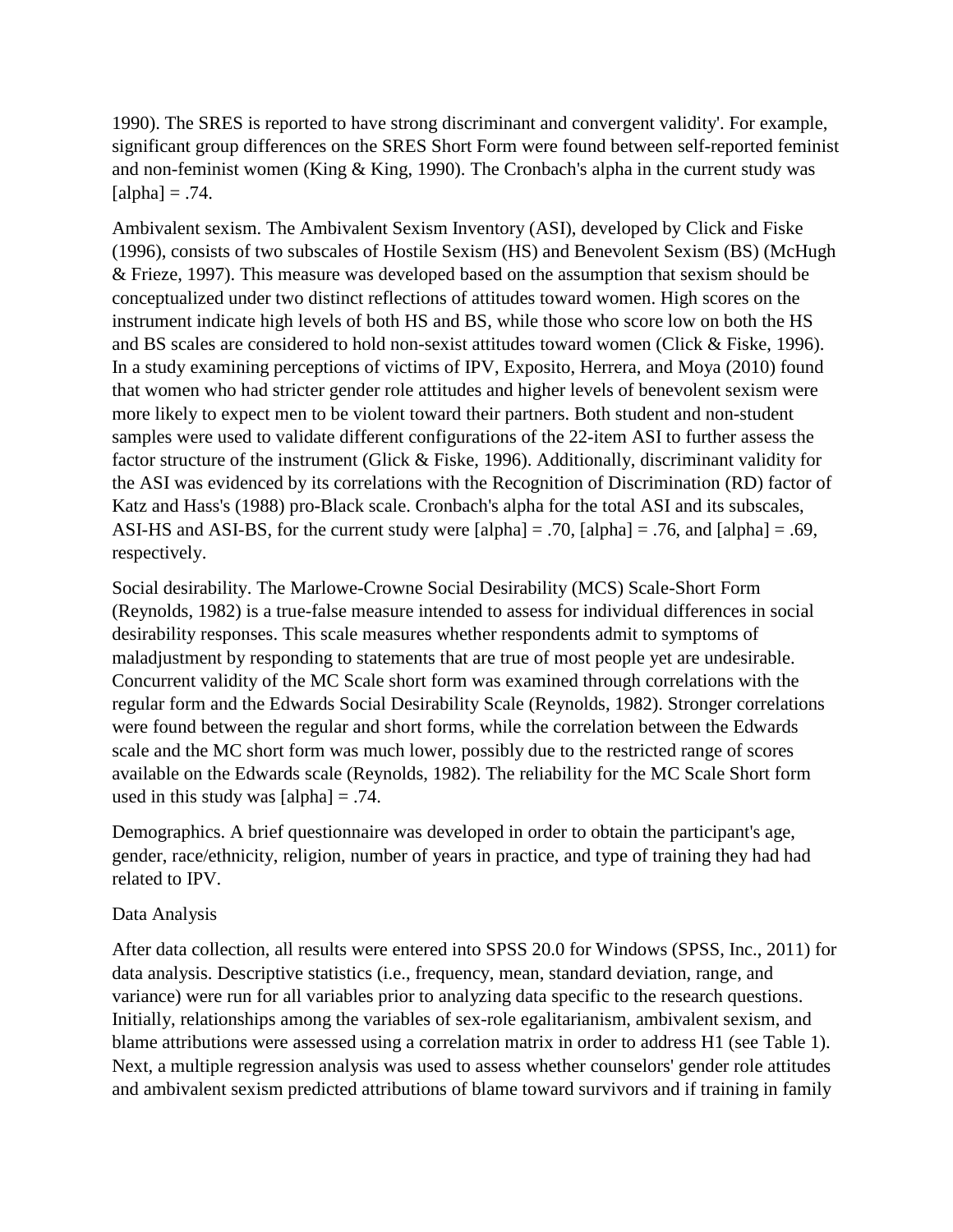1990). The SRES is reported to have strong discriminant and convergent validity'. For example, significant group differences on the SRES Short Form were found between self-reported feminist and non-feminist women (King & King, 1990). The Cronbach's alpha in the current study was [alpha] = .74.

Ambivalent sexism. The Ambivalent Sexism Inventory (ASI), developed by Click and Fiske (1996), consists of two subscales of Hostile Sexism (HS) and Benevolent Sexism (BS) (McHugh & Frieze, 1997). This measure was developed based on the assumption that sexism should be conceptualized under two distinct reflections of attitudes toward women. High scores on the instrument indicate high levels of both HS and BS, while those who score low on both the HS and BS scales are considered to hold non-sexist attitudes toward women (Click & Fiske, 1996). In a study examining perceptions of victims of IPV, Exposito, Herrera, and Moya (2010) found that women who had stricter gender role attitudes and higher levels of benevolent sexism were more likely to expect men to be violent toward their partners. Both student and non-student samples were used to validate different configurations of the 22-item ASI to further assess the factor structure of the instrument (Glick & Fiske, 1996). Additionally, discriminant validity for the ASI was evidenced by its correlations with the Recognition of Discrimination (RD) factor of Katz and Hass's (1988) pro-Black scale. Cronbach's alpha for the total ASI and its subscales, ASI-HS and ASI-BS, for the current study were [alpha] = .70, [alpha] = .76, and [alpha] = .69, respectively.

Social desirability. The Marlowe-Crowne Social Desirability (MCS) Scale-Short Form (Reynolds, 1982) is a true-false measure intended to assess for individual differences in social desirability responses. This scale measures whether respondents admit to symptoms of maladjustment by responding to statements that are true of most people yet are undesirable. Concurrent validity of the MC Scale short form was examined through correlations with the regular form and the Edwards Social Desirability Scale (Reynolds, 1982). Stronger correlations were found between the regular and short forms, while the correlation between the Edwards scale and the MC short form was much lower, possibly due to the restricted range of scores available on the Edwards scale (Reynolds, 1982). The reliability for the MC Scale Short form used in this study was [alpha] = .74.

Demographics. A brief questionnaire was developed in order to obtain the participant's age, gender, race/ethnicity, religion, number of years in practice, and type of training they had had related to IPV.

Data Analysis

After data collection, all results were entered into SPSS 20.0 for Windows (SPSS, Inc., 2011) for data analysis. Descriptive statistics (i.e., frequency, mean, standard deviation, range, and variance) were run for all variables prior to analyzing data specific to the research questions. Initially, relationships among the variables of sex-role egalitarianism, ambivalent sexism, and blame attributions were assessed using a correlation matrix in order to address H1 (see Table 1). Next, a multiple regression analysis was used to assess whether counselors' gender role attitudes and ambivalent sexism predicted attributions of blame toward survivors and if training in family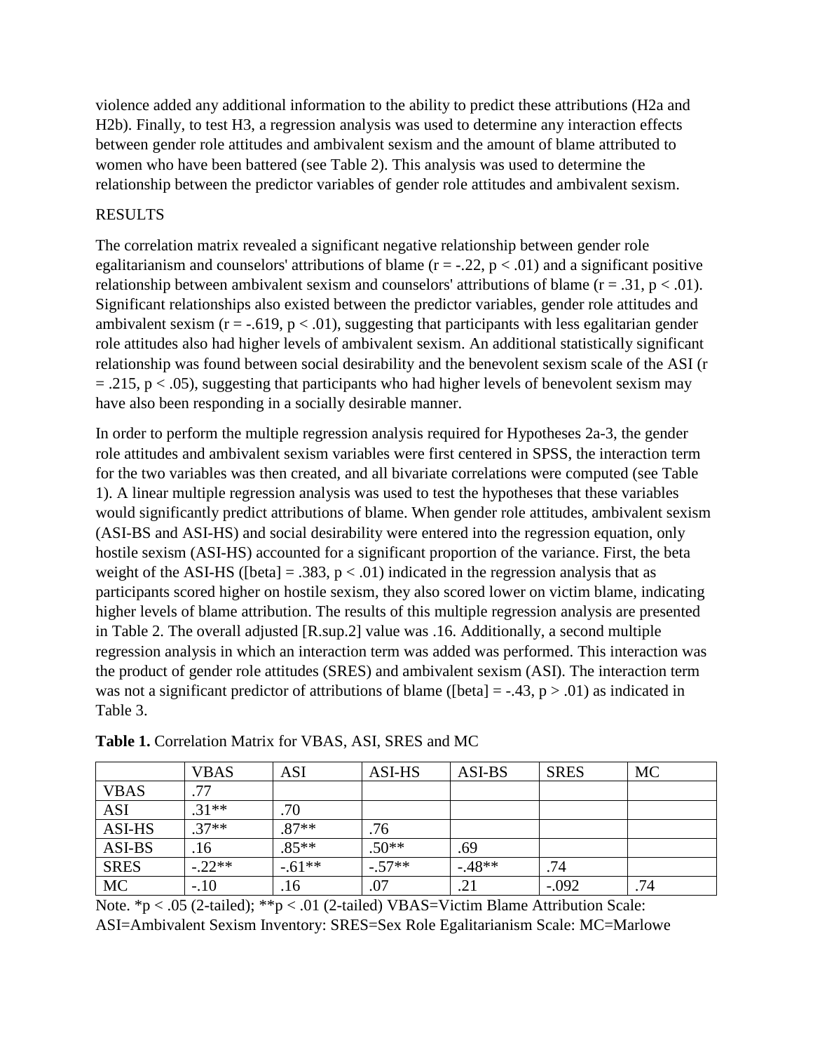violence added any additional information to the ability to predict these attributions (H2a and H2b). Finally, to test H3, a regression analysis was used to determine any interaction effects between gender role attitudes and ambivalent sexism and the amount of blame attributed to women who have been battered (see Table 2). This analysis was used to determine the relationship between the predictor variables of gender role attitudes and ambivalent sexism.

## RESULTS

The correlation matrix revealed a significant negative relationship between gender role egalitarianism and counselors' attributions of blame ($r = -.22$, $p < .01$) and a significant positive relationship between ambivalent sexism and counselors' attributions of blame ($r = .31$, $p < .01$). Significant relationships also existed between the predictor variables, gender role attitudes and ambivalent sexism ($r = -.619$, $p < .01$), suggesting that participants with less egalitarian gender role attitudes also had higher levels of ambivalent sexism. An additional statistically significant relationship was found between social desirability and the benevolent sexism scale of the ASI ($r = .215$, $p < .05$), suggesting that participants who had higher levels of benevolent sexism may have also been responding in a socially desirable manner.

In order to perform the multiple regression analysis required for Hypotheses 2a-3, the gender role attitudes and ambivalent sexism variables were first centered in SPSS, the interaction term for the two variables was then created, and all bivariate correlations were computed (see Table 1). A linear multiple regression analysis was used to test the hypotheses that these variables would significantly predict attributions of blame. When gender role attitudes, ambivalent sexism (ASI-BS and ASI-HS) and social desirability were entered into the regression equation, only hostile sexism (ASI-HS) accounted for a significant proportion of the variance. First, the beta weight of the ASI-HS ([beta] = .383, $p < .01$) indicated in the regression analysis that as participants scored higher on hostile sexism, they also scored lower on victim blame, indicating higher levels of blame attribution. The results of this multiple regression analysis are presented in Table 2. The overall adjusted [R.sup.2] value was .16. Additionally, a second multiple regression analysis in which an interaction term was added was performed. This interaction was the product of gender role attitudes (SRES) and ambivalent sexism (ASI). The interaction term was not a significant predictor of attributions of blame ([beta] = -.43, $p > .01$) as indicated in Table 3.

**Table 1.** Correlation Matrix for VBAS, ASI, SRES and MC

| | VBAS | ASI | ASI-HS | ASI-BS | SRES | MC |
|---|---|---|---|---|---|---|
| VBAS | .77 | | | | | |
| ASI | .31** | .70 | | | | |
| ASI-HS | .37** | .87** | .76 | | | |
| ASI-BS | .16 | .85** | .50** | .69 | | |
| SRES | -.22** | -.61** | -.57** | -.48** | .74 | |
| MC | -.10 | .16 | .07 | .21 | -.092 | .74 |

Note. *p < .05 (2-tailed); **p < .01 (2-tailed) VBAS=Victim Blame Attribution Scale: ASI=Ambivalent Sexism Inventory: SRES=Sex Role Egalitarianism Scale: MC=Marlowe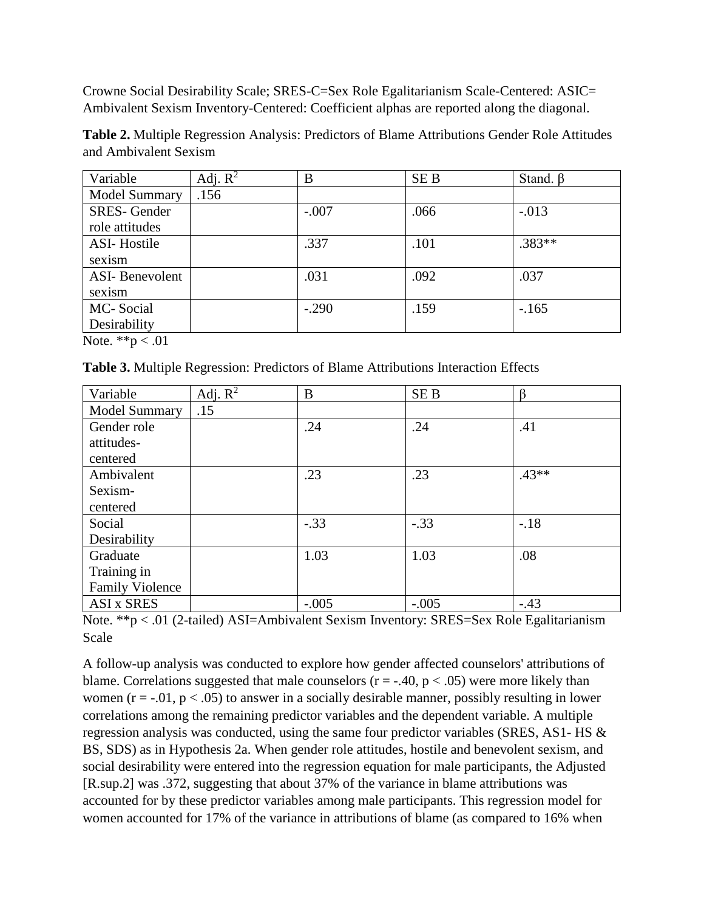Crowne Social Desirability Scale; SRES-C=Sex Role Egalitarianism Scale-Centered: ASIC= Ambivalent Sexism Inventory-Centered: Coefficient alphas are reported along the diagonal.

**Table 2.** Multiple Regression Analysis: Predictors of Blame Attributions Gender Role Attitudes and Ambivalent Sexism

| Variable | Adj. $R^2$ | B | SE B | Stand. β |
|---|---|---|---|---|
| Model Summary | .156 | | | |
| SRES- Gender role attitudes | | -.007 | .066 | -.013 |
| ASI- Hostile sexism | | .337 | .101 | .383** |
| ASI- Benevolent sexism | | .031 | .092 | .037 |
| MC- Social Desirability | | -.290 | .159 | -.165 |

Note. **$p < .01$

**Table 3.** Multiple Regression: Predictors of Blame Attributions Interaction Effects

| Variable | Adj. $R^2$ | B | SE B | β |
|---|---|---|---|---|
| Model Summary | .15 | | | |
| Gender role attitudes-centered | | .24 | .24 | .41 |
| Ambivalent Sexism-centered | | .23 | .23 | .43** |
| Social Desirability | | -.33 | -.33 | -.18 |
| Graduate Training in Family Violence | | 1.03 | 1.03 | .08 |
| ASI x SRES | | -.005 | -.005 | -.43 |

Note. **$p < .01$ (2-tailed) ASI=Ambivalent Sexism Inventory: SRES=Sex Role Egalitarianism Scale

A follow-up analysis was conducted to explore how gender affected counselors' attributions of blame. Correlations suggested that male counselors ($r = -.40$, $p < .05$) were more likely than women ($r = -.01$, $p < .05$) to answer in a socially desirable manner, possibly resulting in lower correlations among the remaining predictor variables and the dependent variable. A multiple regression analysis was conducted, using the same four predictor variables (SRES, AS1- HS & BS, SDS) as in Hypothesis 2a. When gender role attitudes, hostile and benevolent sexism, and social desirability were entered into the regression equation for male participants, the Adjusted [R.sup.2] was .372, suggesting that about 37% of the variance in blame attributions was accounted for by these predictor variables among male participants. This regression model for women accounted for 17% of the variance in attributions of blame (as compared to 16% when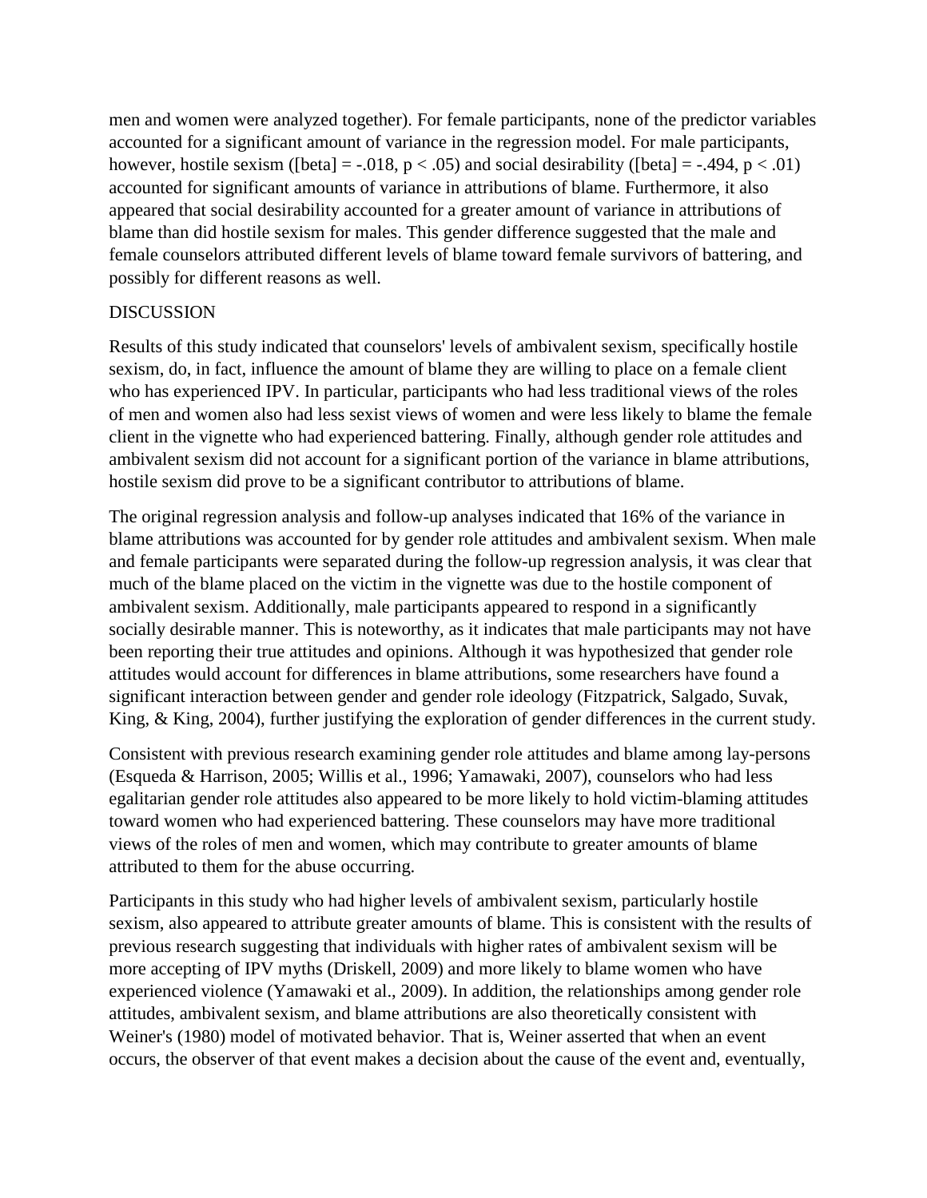men and women were analyzed together). For female participants, none of the predictor variables accounted for a significant amount of variance in the regression model. For male participants, however, hostile sexism ([beta] = -.018, $p < .05$) and social desirability ([beta] = -.494, $p < .01$) accounted for significant amounts of variance in attributions of blame. Furthermore, it also appeared that social desirability accounted for a greater amount of variance in attributions of blame than did hostile sexism for males. This gender difference suggested that the male and female counselors attributed different levels of blame toward female survivors of battering, and possibly for different reasons as well.

## DISCUSSION

Results of this study indicated that counselors' levels of ambivalent sexism, specifically hostile sexism, do, in fact, influence the amount of blame they are willing to place on a female client who has experienced IPV. In particular, participants who had less traditional views of the roles of men and women also had less sexist views of women and were less likely to blame the female client in the vignette who had experienced battering. Finally, although gender role attitudes and ambivalent sexism did not account for a significant portion of the variance in blame attributions, hostile sexism did prove to be a significant contributor to attributions of blame.

The original regression analysis and follow-up analyses indicated that 16% of the variance in blame attributions was accounted for by gender role attitudes and ambivalent sexism. When male and female participants were separated during the follow-up regression analysis, it was clear that much of the blame placed on the victim in the vignette was due to the hostile component of ambivalent sexism. Additionally, male participants appeared to respond in a significantly socially desirable manner. This is noteworthy, as it indicates that male participants may not have been reporting their true attitudes and opinions. Although it was hypothesized that gender role attitudes would account for differences in blame attributions, some researchers have found a significant interaction between gender and gender role ideology (Fitzpatrick, Salgado, Suvak, King, & King, 2004), further justifying the exploration of gender differences in the current study.

Consistent with previous research examining gender role attitudes and blame among lay-persons (Esqueda & Harrison, 2005; Willis et al., 1996; Yamawaki, 2007), counselors who had less egalitarian gender role attitudes also appeared to be more likely to hold victim-blaming attitudes toward women who had experienced battering. These counselors may have more traditional views of the roles of men and women, which may contribute to greater amounts of blame attributed to them for the abuse occurring.

Participants in this study who had higher levels of ambivalent sexism, particularly hostile sexism, also appeared to attribute greater amounts of blame. This is consistent with the results of previous research suggesting that individuals with higher rates of ambivalent sexism will be more accepting of IPV myths (Driskell, 2009) and more likely to blame women who have experienced violence (Yamawaki et al., 2009). In addition, the relationships among gender role attitudes, ambivalent sexism, and blame attributions are also theoretically consistent with Weiner's (1980) model of motivated behavior. That is, Weiner asserted that when an event occurs, the observer of that event makes a decision about the cause of the event and, eventually,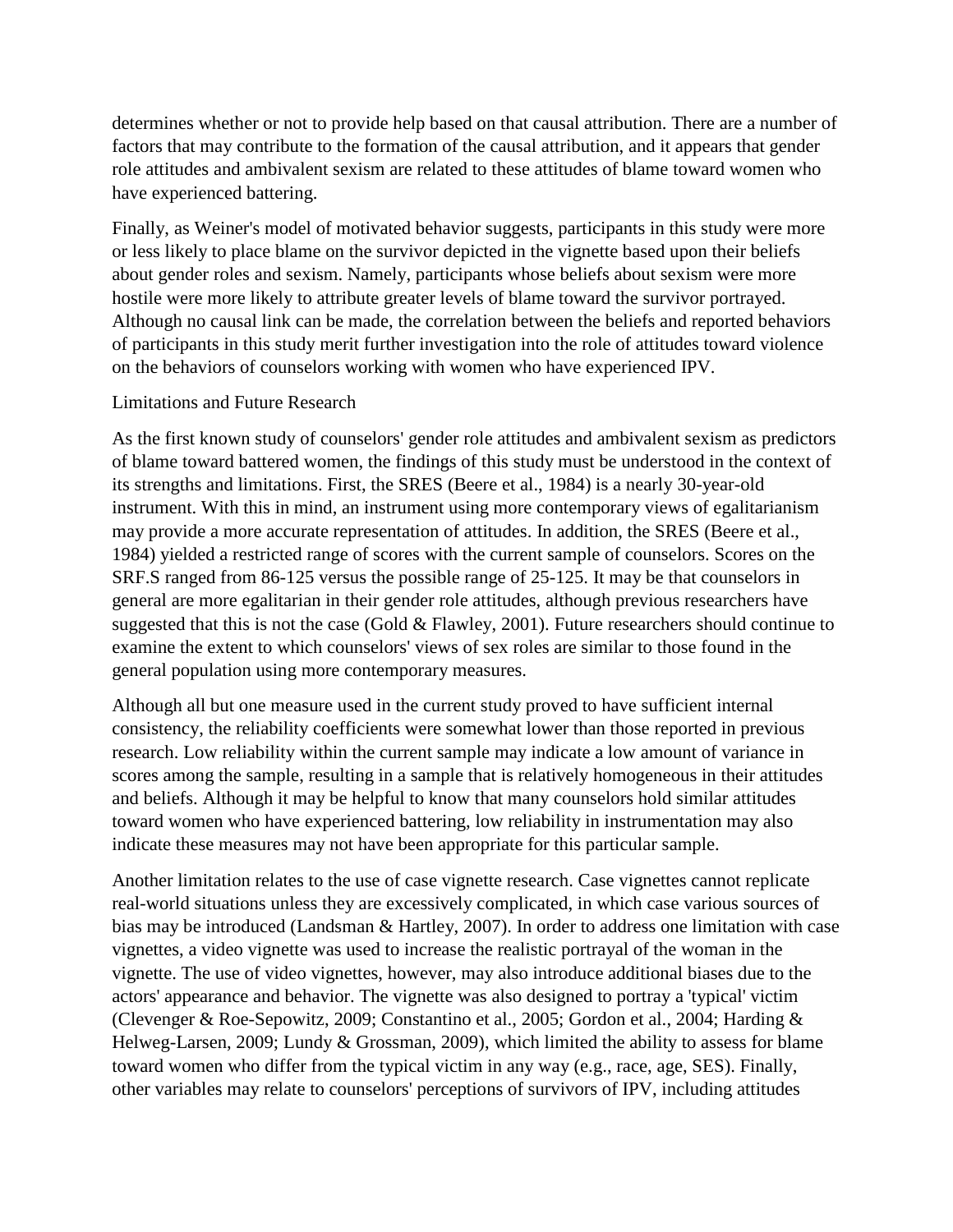determines whether or not to provide help based on that causal attribution. There are a number of factors that may contribute to the formation of the causal attribution, and it appears that gender role attitudes and ambivalent sexism are related to these attitudes of blame toward women who have experienced battering.

Finally, as Weiner's model of motivated behavior suggests, participants in this study were more or less likely to place blame on the survivor depicted in the vignette based upon their beliefs about gender roles and sexism. Namely, participants whose beliefs about sexism were more hostile were more likely to attribute greater levels of blame toward the survivor portrayed. Although no causal link can be made, the correlation between the beliefs and reported behaviors of participants in this study merit further investigation into the role of attitudes toward violence on the behaviors of counselors working with women who have experienced IPV.

## Limitations and Future Research

As the first known study of counselors' gender role attitudes and ambivalent sexism as predictors of blame toward battered women, the findings of this study must be understood in the context of its strengths and limitations. First, the SRES (Beere et al., 1984) is a nearly 30-year-old instrument. With this in mind, an instrument using more contemporary views of egalitarianism may provide a more accurate representation of attitudes. In addition, the SRES (Beere et al., 1984) yielded a restricted range of scores with the current sample of counselors. Scores on the SRF.S ranged from 86-125 versus the possible range of 25-125. It may be that counselors in general are more egalitarian in their gender role attitudes, although previous researchers have suggested that this is not the case (Gold & Flawley, 2001). Future researchers should continue to examine the extent to which counselors' views of sex roles are similar to those found in the general population using more contemporary measures.

Although all but one measure used in the current study proved to have sufficient internal consistency, the reliability coefficients were somewhat lower than those reported in previous research. Low reliability within the current sample may indicate a low amount of variance in scores among the sample, resulting in a sample that is relatively homogeneous in their attitudes and beliefs. Although it may be helpful to know that many counselors hold similar attitudes toward women who have experienced battering, low reliability in instrumentation may also indicate these measures may not have been appropriate for this particular sample.

Another limitation relates to the use of case vignette research. Case vignettes cannot replicate real-world situations unless they are excessively complicated, in which case various sources of bias may be introduced (Landsman & Hartley, 2007). In order to address one limitation with case vignettes, a video vignette was used to increase the realistic portrayal of the woman in the vignette. The use of video vignettes, however, may also introduce additional biases due to the actors' appearance and behavior. The vignette was also designed to portray a 'typical' victim (Clevenger & Roe-Sepowitz, 2009; Constantino et al., 2005; Gordon et al., 2004; Harding & Helweg-Larsen, 2009; Lundy & Grossman, 2009), which limited the ability to assess for blame toward women who differ from the typical victim in any way (e.g., race, age, SES). Finally, other variables may relate to counselors' perceptions of survivors of IPV, including attitudes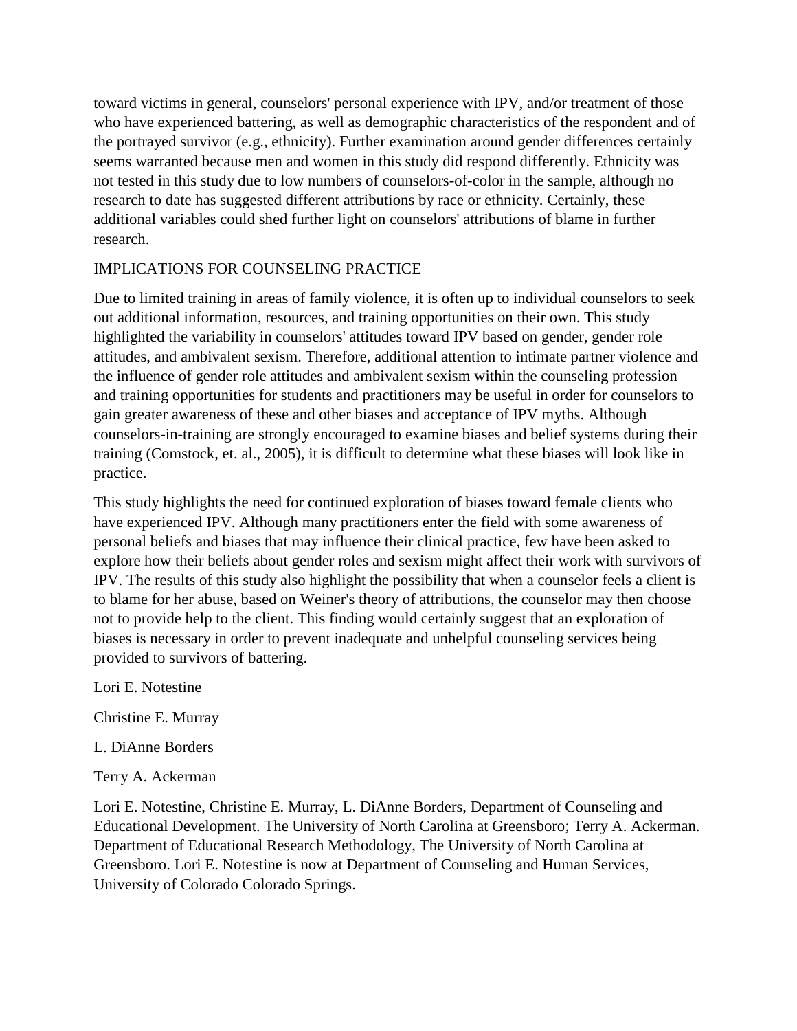toward victims in general, counselors' personal experience with IPV, and/or treatment of those who have experienced battering, as well as demographic characteristics of the respondent and of the portrayed survivor (e.g., ethnicity). Further examination around gender differences certainly seems warranted because men and women in this study did respond differently. Ethnicity was not tested in this study due to low numbers of counselors-of-color in the sample, although no research to date has suggested different attributions by race or ethnicity. Certainly, these additional variables could shed further light on counselors' attributions of blame in further research.

## IMPLICATIONS FOR COUNSELING PRACTICE

Due to limited training in areas of family violence, it is often up to individual counselors to seek out additional information, resources, and training opportunities on their own. This study highlighted the variability in counselors' attitudes toward IPV based on gender, gender role attitudes, and ambivalent sexism. Therefore, additional attention to intimate partner violence and the influence of gender role attitudes and ambivalent sexism within the counseling profession and training opportunities for students and practitioners may be useful in order for counselors to gain greater awareness of these and other biases and acceptance of IPV myths. Although counselors-in-training are strongly encouraged to examine biases and belief systems during their training (Comstock, et. al., 2005), it is difficult to determine what these biases will look like in practice.

This study highlights the need for continued exploration of biases toward female clients who have experienced IPV. Although many practitioners enter the field with some awareness of personal beliefs and biases that may influence their clinical practice, few have been asked to explore how their beliefs about gender roles and sexism might affect their work with survivors of IPV. The results of this study also highlight the possibility that when a counselor feels a client is to blame for her abuse, based on Weiner's theory of attributions, the counselor may then choose not to provide help to the client. This finding would certainly suggest that an exploration of biases is necessary in order to prevent inadequate and unhelpful counseling services being provided to survivors of battering.

Lori E. Notestine

Christine E. Murray

L. DiAnne Borders

Terry A. Ackerman

Lori E. Notestine, Christine E. Murray, L. DiAnne Borders, Department of Counseling and Educational Development. The University of North Carolina at Greensboro; Terry A. Ackerman. Department of Educational Research Methodology, The University of North Carolina at Greensboro. Lori E. Notestine is now at Department of Counseling and Human Services, University of Colorado Colorado Springs.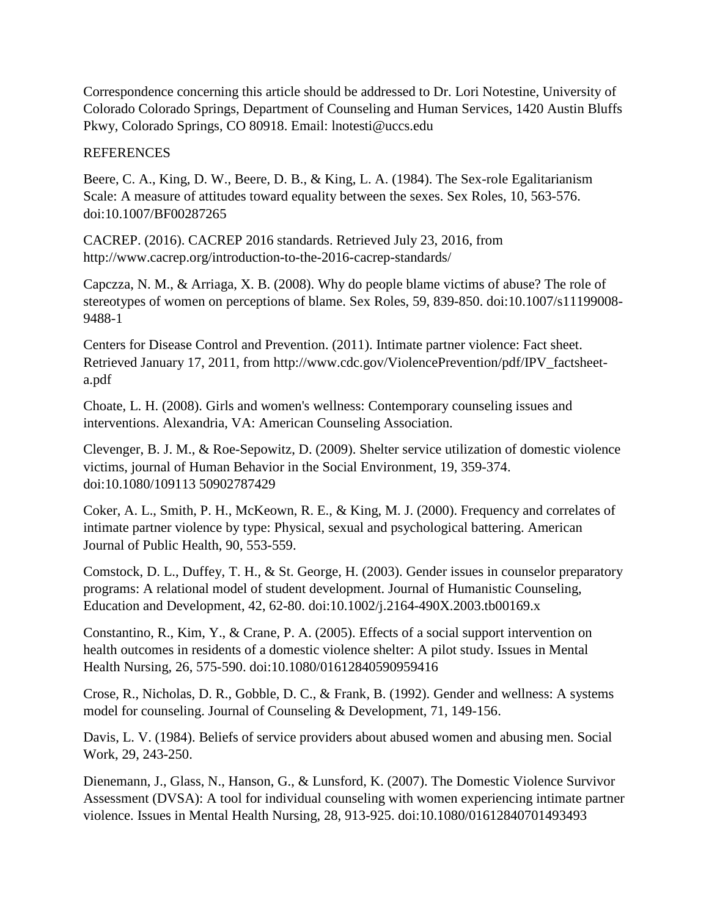Correspondence concerning this article should be addressed to Dr. Lori Notestine, University of Colorado Colorado Springs, Department of Counseling and Human Services, 1420 Austin Bluffs Pkwy, Colorado Springs, CO 80918. Email: lnotesti@uccs.edu

## REFERENCES

Beere, C. A., King, D. W., Beere, D. B., & King, L. A. (1984). The Sex-role Egalitarianism Scale: A measure of attitudes toward equality between the sexes. Sex Roles, 10, 563-576. doi:10.1007/BF00287265

CACREP. (2016). CACREP 2016 standards. Retrieved July 23, 2016, from http://www.cacrep.org/introduction-to-the-2016-cacrep-standards/

Capczza, N. M., & Arriaga, X. B. (2008). Why do people blame victims of abuse? The role of stereotypes of women on perceptions of blame. Sex Roles, 59, 839-850. doi:10.1007/s11199008-9488-1

Centers for Disease Control and Prevention. (2011). Intimate partner violence: Fact sheet. Retrieved January 17, 2011, from http://www.cdc.gov/ViolencePrevention/pdf/IPV_factsheet-a.pdf

Choate, L. H. (2008). Girls and women's wellness: Contemporary counseling issues and interventions. Alexandria, VA: American Counseling Association.

Clevenger, B. J. M., & Roe-Sepowitz, D. (2009). Shelter service utilization of domestic violence victims, journal of Human Behavior in the Social Environment, 19, 359-374. doi:10.1080/109113 50902787429

Coker, A. L., Smith, P. H., McKeown, R. E., & King, M. J. (2000). Frequency and correlates of intimate partner violence by type: Physical, sexual and psychological battering. American Journal of Public Health, 90, 553-559.

Comstock, D. L., Duffey, T. H., & St. George, H. (2003). Gender issues in counselor preparatory programs: A relational model of student development. Journal of Humanistic Counseling, Education and Development, 42, 62-80. doi:10.1002/j.2164-490X.2003.tb00169.x

Constantino, R., Kim, Y., & Crane, P. A. (2005). Effects of a social support intervention on health outcomes in residents of a domestic violence shelter: A pilot study. Issues in Mental Health Nursing, 26, 575-590. doi:10.1080/01612840590959416

Crose, R., Nicholas, D. R., Gobble, D. C., & Frank, B. (1992). Gender and wellness: A systems model for counseling. Journal of Counseling & Development, 71, 149-156.

Davis, L. V. (1984). Beliefs of service providers about abused women and abusing men. Social Work, 29, 243-250.

Dienemann, J., Glass, N., Hanson, G., & Lunsford, K. (2007). The Domestic Violence Survivor Assessment (DVSA): A tool for individual counseling with women experiencing intimate partner violence. Issues in Mental Health Nursing, 28, 913-925. doi:10.1080/01612840701493493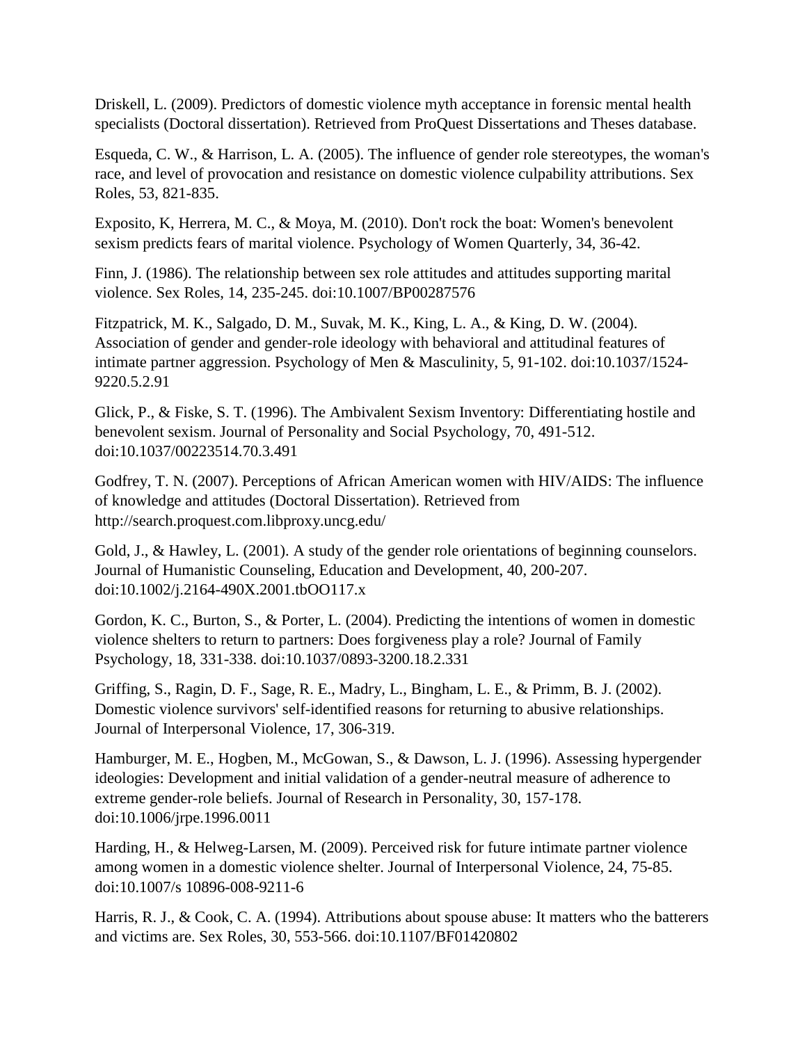Driskell, L. (2009). Predictors of domestic violence myth acceptance in forensic mental health specialists (Doctoral dissertation). Retrieved from ProQuest Dissertations and Theses database.

Esqueda, C. W., & Harrison, L. A. (2005). The influence of gender role stereotypes, the woman's race, and level of provocation and resistance on domestic violence culpability attributions. Sex Roles, 53, 821-835.

Exposito, K, Herrera, M. C., & Moya, M. (2010). Don't rock the boat: Women's benevolent sexism predicts fears of marital violence. Psychology of Women Quarterly, 34, 36-42.

Finn, J. (1986). The relationship between sex role attitudes and attitudes supporting marital violence. Sex Roles, 14, 235-245. doi:10.1007/BP00287576

Fitzpatrick, M. K., Salgado, D. M., Suvak, M. K., King, L. A., & King, D. W. (2004). Association of gender and gender-role ideology with behavioral and attitudinal features of intimate partner aggression. Psychology of Men & Masculinity, 5, 91-102. doi:10.1037/1524-9220.5.2.91

Glick, P., & Fiske, S. T. (1996). The Ambivalent Sexism Inventory: Differentiating hostile and benevolent sexism. Journal of Personality and Social Psychology, 70, 491-512. doi:10.1037/00223514.70.3.491

Godfrey, T. N. (2007). Perceptions of African American women with HIV/AIDS: The influence of knowledge and attitudes (Doctoral Dissertation). Retrieved from http://search.proquest.com.libproxy.uncg.edu/

Gold, J., & Hawley, L. (2001). A study of the gender role orientations of beginning counselors. Journal of Humanistic Counseling, Education and Development, 40, 200-207. doi:10.1002/j.2164-490X.2001.tbOO117.x

Gordon, K. C., Burton, S., & Porter, L. (2004). Predicting the intentions of women in domestic violence shelters to return to partners: Does forgiveness play a role? Journal of Family Psychology, 18, 331-338. doi:10.1037/0893-3200.18.2.331

Griffing, S., Ragin, D. F., Sage, R. E., Madry, L., Bingham, L. E., & Primm, B. J. (2002). Domestic violence survivors' self-identified reasons for returning to abusive relationships. Journal of Interpersonal Violence, 17, 306-319.

Hamburger, M. E., Hogben, M., McGowan, S., & Dawson, L. J. (1996). Assessing hypergender ideologies: Development and initial validation of a gender-neutral measure of adherence to extreme gender-role beliefs. Journal of Research in Personality, 30, 157-178. doi:10.1006/jrpe.1996.0011

Harding, H., & Helweg-Larsen, M. (2009). Perceived risk for future intimate partner violence among women in a domestic violence shelter. Journal of Interpersonal Violence, 24, 75-85. doi:10.1007/s 10896-008-9211-6

Harris, R. J., & Cook, C. A. (1994). Attributions about spouse abuse: It matters who the batterers and victims are. Sex Roles, 30, 553-566. doi:10.1107/BF01420802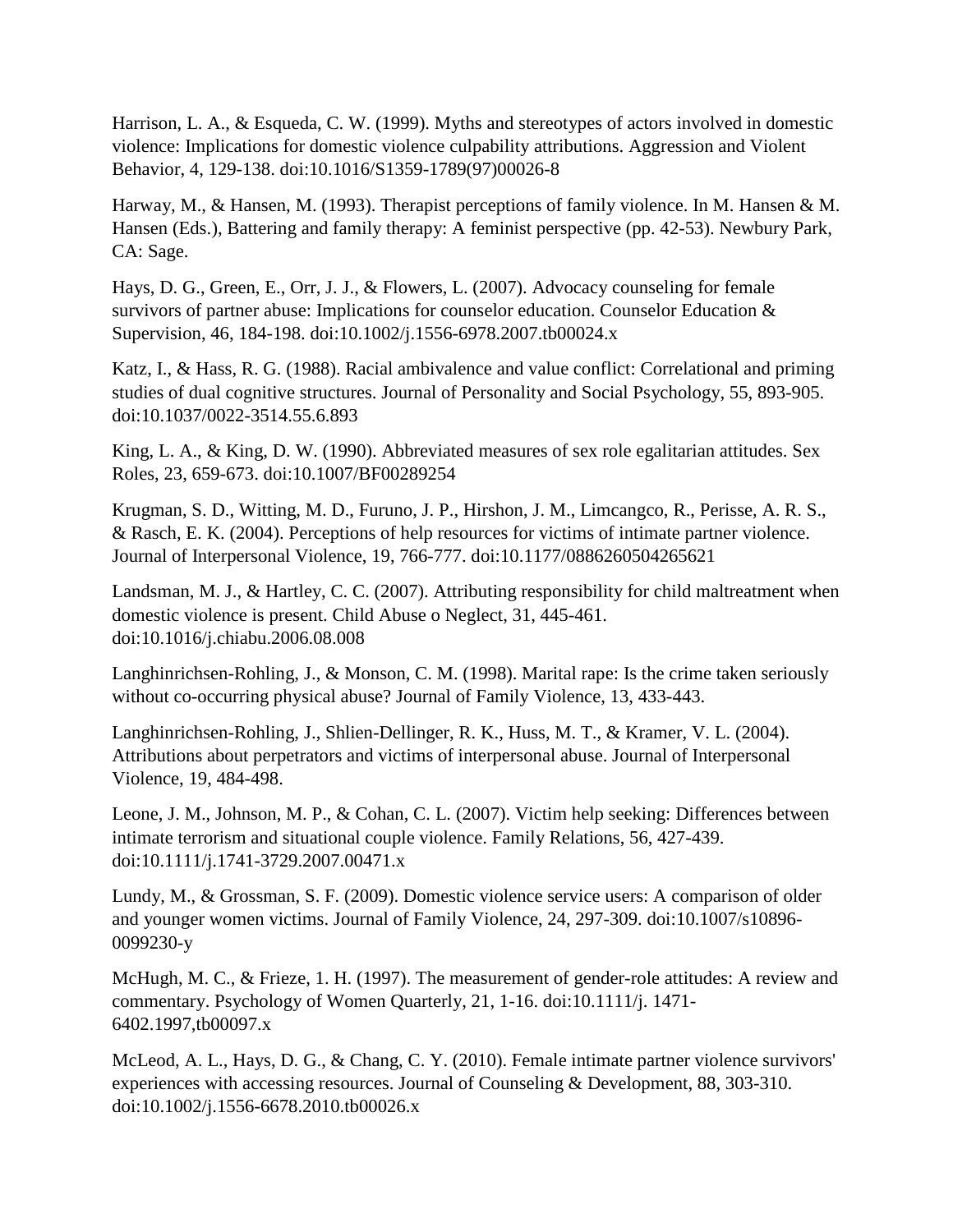Harrison, L. A., & Esqueda, C. W. (1999). Myths and stereotypes of actors involved in domestic violence: Implications for domestic violence culpability attributions. Aggression and Violent Behavior, 4, 129-138. doi:10.1016/S1359-1789(97)00026-8

Harway, M., & Hansen, M. (1993). Therapist perceptions of family violence. In M. Hansen & M. Hansen (Eds.), Battering and family therapy: A feminist perspective (pp. 42-53). Newbury Park, CA: Sage.

Hays, D. G., Green, E., Orr, J. J., & Flowers, L. (2007). Advocacy counseling for female survivors of partner abuse: Implications for counselor education. Counselor Education & Supervision, 46, 184-198. doi:10.1002/j.1556-6978.2007.tb00024.x

Katz, I., & Hass, R. G. (1988). Racial ambivalence and value conflict: Correlational and priming studies of dual cognitive structures. Journal of Personality and Social Psychology, 55, 893-905. doi:10.1037/0022-3514.55.6.893

King, L. A., & King, D. W. (1990). Abbreviated measures of sex role egalitarian attitudes. Sex Roles, 23, 659-673. doi:10.1007/BF00289254

Krugman, S. D., Witting, M. D., Furuno, J. P., Hirshon, J. M., Limcangco, R., Perisse, A. R. S., & Rasch, E. K. (2004). Perceptions of help resources for victims of intimate partner violence. Journal of Interpersonal Violence, 19, 766-777. doi:10.1177/0886260504265621

Landsman, M. J., & Hartley, C. C. (2007). Attributing responsibility for child maltreatment when domestic violence is present. Child Abuse o Neglect, 31, 445-461. doi:10.1016/j.chiabu.2006.08.008

Langhinrichsen-Rohling, J., & Monson, C. M. (1998). Marital rape: Is the crime taken seriously without co-occurring physical abuse? Journal of Family Violence, 13, 433-443.

Langhinrichsen-Rohling, J., Shlien-Dellinger, R. K., Huss, M. T., & Kramer, V. L. (2004). Attributions about perpetrators and victims of interpersonal abuse. Journal of Interpersonal Violence, 19, 484-498.

Leone, J. M., Johnson, M. P., & Cohan, C. L. (2007). Victim help seeking: Differences between intimate terrorism and situational couple violence. Family Relations, 56, 427-439. doi:10.1111/j.1741-3729.2007.00471.x

Lundy, M., & Grossman, S. F. (2009). Domestic violence service users: A comparison of older and younger women victims. Journal of Family Violence, 24, 297-309. doi:10.1007/s10896-0099230-y

McHugh, M. C., & Frieze, 1. H. (1997). The measurement of gender-role attitudes: A review and commentary. Psychology of Women Quarterly, 21, 1-16. doi:10.1111/j. 1471-6402.1997,tb00097.x

McLeod, A. L., Hays, D. G., & Chang, C. Y. (2010). Female intimate partner violence survivors' experiences with accessing resources. Journal of Counseling & Development, 88, 303-310. doi:10.1002/j.1556-6678.2010.tb00026.x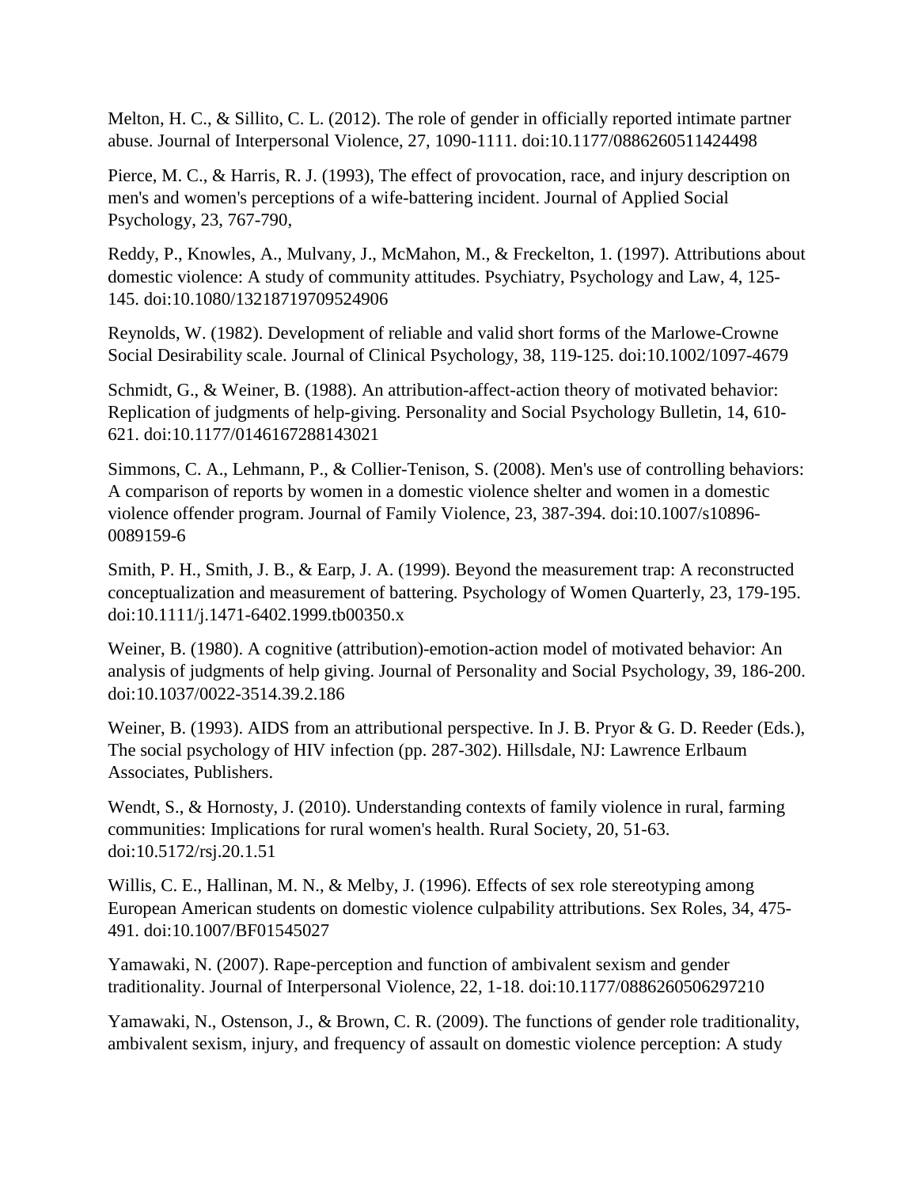Melton, H. C., & Sillito, C. L. (2012). The role of gender in officially reported intimate partner abuse. Journal of Interpersonal Violence, 27, 1090-1111. doi:10.1177/0886260511424498

Pierce, M. C., & Harris, R. J. (1993), The effect of provocation, race, and injury description on men's and women's perceptions of a wife-battering incident. Journal of Applied Social Psychology, 23, 767-790,

Reddy, P., Knowles, A., Mulvany, J., McMahon, M., & Freckelton, 1. (1997). Attributions about domestic violence: A study of community attitudes. Psychiatry, Psychology and Law, 4, 125-145. doi:10.1080/13218719709524906

Reynolds, W. (1982). Development of reliable and valid short forms of the Marlowe-Crowne Social Desirability scale. Journal of Clinical Psychology, 38, 119-125. doi:10.1002/1097-4679

Schmidt, G., & Weiner, B. (1988). An attribution-affect-action theory of motivated behavior: Replication of judgments of help-giving. Personality and Social Psychology Bulletin, 14, 610-621. doi:10.1177/0146167288143021

Simmons, C. A., Lehmann, P., & Collier-Tenison, S. (2008). Men's use of controlling behaviors: A comparison of reports by women in a domestic violence shelter and women in a domestic violence offender program. Journal of Family Violence, 23, 387-394. doi:10.1007/s10896-0089159-6

Smith, P. H., Smith, J. B., & Earp, J. A. (1999). Beyond the measurement trap: A reconstructed conceptualization and measurement of battering. Psychology of Women Quarterly, 23, 179-195. doi:10.1111/j.1471-6402.1999.tb00350.x

Weiner, B. (1980). A cognitive (attribution)-emotion-action model of motivated behavior: An analysis of judgments of help giving. Journal of Personality and Social Psychology, 39, 186-200. doi:10.1037/0022-3514.39.2.186

Weiner, B. (1993). AIDS from an attributional perspective. In J. B. Pryor & G. D. Reeder (Eds.), The social psychology of HIV infection (pp. 287-302). Hillsdale, NJ: Lawrence Erlbaum Associates, Publishers.

Wendt, S., & Hornosty, J. (2010). Understanding contexts of family violence in rural, farming communities: Implications for rural women's health. Rural Society, 20, 51-63. doi:10.5172/rsj.20.1.51

Willis, C. E., Hallinan, M. N., & Melby, J. (1996). Effects of sex role stereotyping among European American students on domestic violence culpability attributions. Sex Roles, 34, 475-491. doi:10.1007/BF01545027

Yamawaki, N. (2007). Rape-perception and function of ambivalent sexism and gender traditionality. Journal of Interpersonal Violence, 22, 1-18. doi:10.1177/0886260506297210

Yamawaki, N., Ostenson, J., & Brown, C. R. (2009). The functions of gender role traditionality, ambivalent sexism, injury, and frequency of assault on domestic violence perception: A study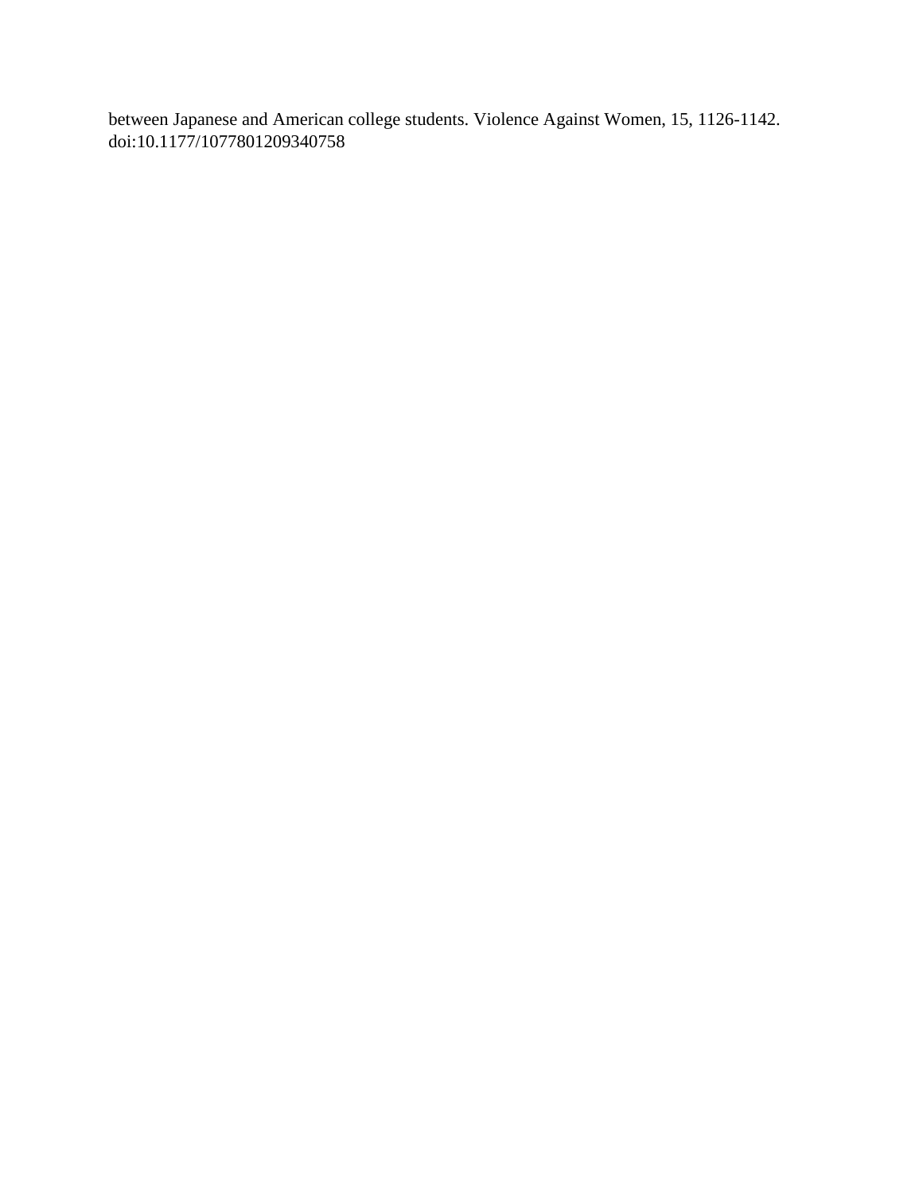between Japanese and American college students. Violence Against Women, 15, 1126-1142. doi:10.1177/1077801209340758